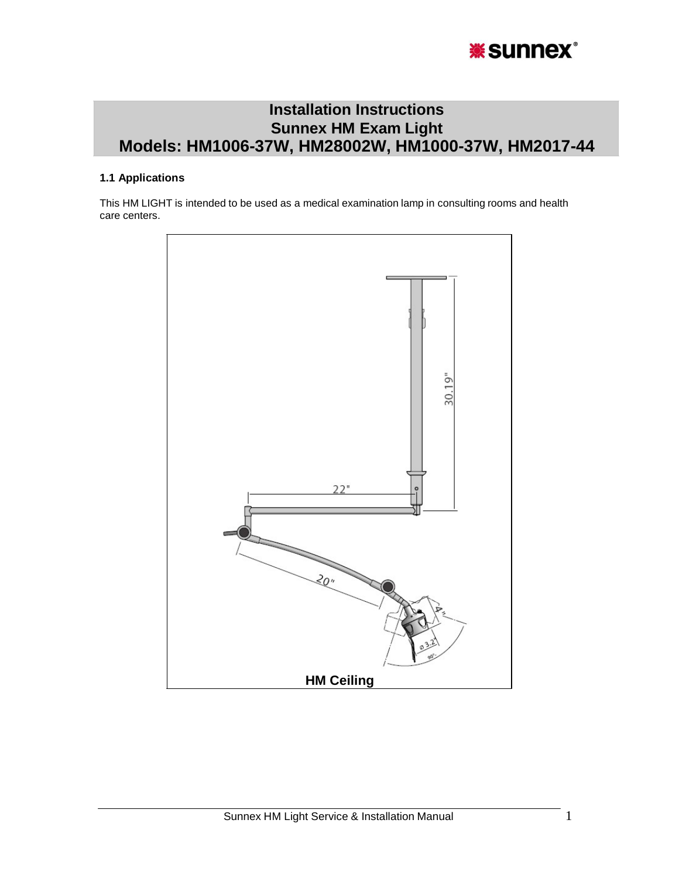# Installation Instructions
# Sunnex HM Exam Light
# Models: HM1006-37W, HM28002W, HM1000-37W, HM2017-44

### 1.1 Applications

This HM LIGHT is intended to be used as a medical examination lamp in consulting rooms and health care centers.

**HM Ceiling**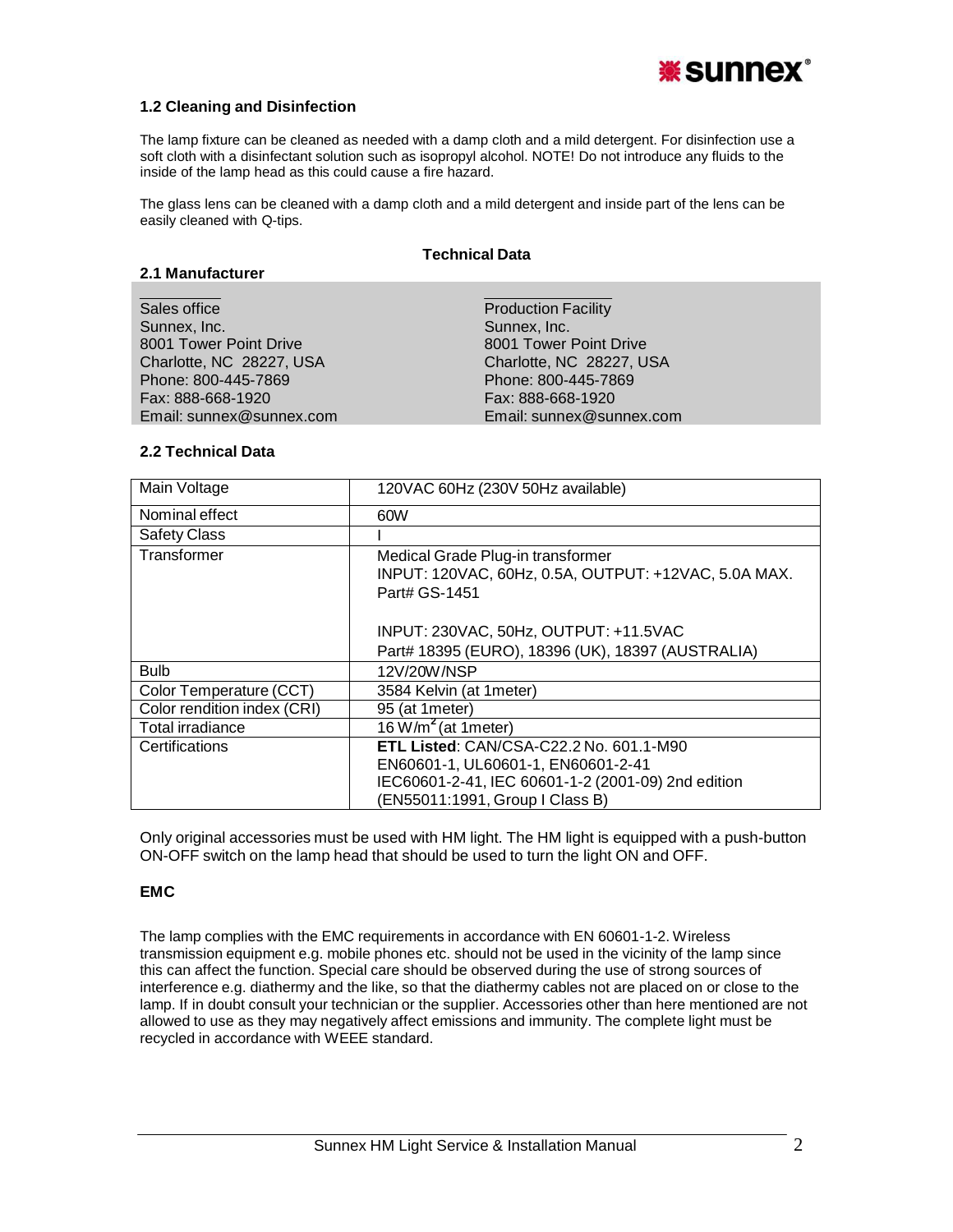### 1.2 Cleaning and Disinfection

The lamp fixture can be cleaned as needed with a damp cloth and a mild detergent. For disinfection use a soft cloth with a disinfectant solution such as isopropyl alcohol. NOTE! Do not introduce any fluids to the inside of the lamp head as this could cause a fire hazard.

The glass lens can be cleaned with a damp cloth and a mild detergent and inside part of the lens can be easily cleaned with Q-tips.

## Technical Data

### 2.1 Manufacturer

| Sales office | Production Facility |
|---|---|
| Sunnex, Inc. | Sunnex, Inc. |
| 8001 Tower Point Drive | 8001 Tower Point Drive |
| Charlotte, NC 28227, USA | Charlotte, NC 28227, USA |
| Phone: 800-445-7869 | Phone: 800-445-7869 |
| Fax: 888-668-1920 | Fax: 888-668-1920 |
| Email: sunnex@sunnex.com | Email: sunnex@sunnex.com |

### 2.2 Technical Data

| | |
|---|---|
| Main Voltage | 120VAC 60Hz (230V 50Hz available) |
| Nominal effect | 60W |
| Safety Class | I |
| Transformer | Medical Grade Plug-in transformer<br>INPUT: 120VAC, 60Hz, 0.5A, OUTPUT: +12VAC, 5.0A MAX.<br>Part# GS-1451<br><br>INPUT: 230VAC, 50Hz, OUTPUT: +11.5VAC<br>Part# 18395 (EURO), 18396 (UK), 18397 (AUSTRALIA) |
| Bulb | 12V/20W/NSP |
| Color Temperature (CCT) | 3584 Kelvin (at 1meter) |
| Color rendition index (CRI) | 95 (at 1meter) |
| Total irradiance | 16 $W/m^2$ (at 1meter) |
| Certifications | **ETL Listed**: CAN/CSA-C22.2 No. 601.1-M90<br>EN60601-1, UL60601-1, EN60601-2-41<br>IEC60601-2-41, IEC 60601-1-2 (2001-09) 2nd edition<br>(EN55011:1991, Group I Class B) |

Only original accessories must be used with HM light. The HM light is equipped with a push-button ON-OFF switch on the lamp head that should be used to turn the light ON and OFF.

### EMC

The lamp complies with the EMC requirements in accordance with EN 60601-1-2. Wireless transmission equipment e.g. mobile phones etc. should not be used in the vicinity of the lamp since this can affect the function. Special care should be observed during the use of strong sources of interference e.g. diathermy and the like, so that the diathermy cables not are placed on or close to the lamp. If in doubt consult your technician or the supplier. Accessories other than here mentioned are not allowed to use as they may negatively affect emissions and immunity. The complete light must be recycled in accordance with WEEE standard.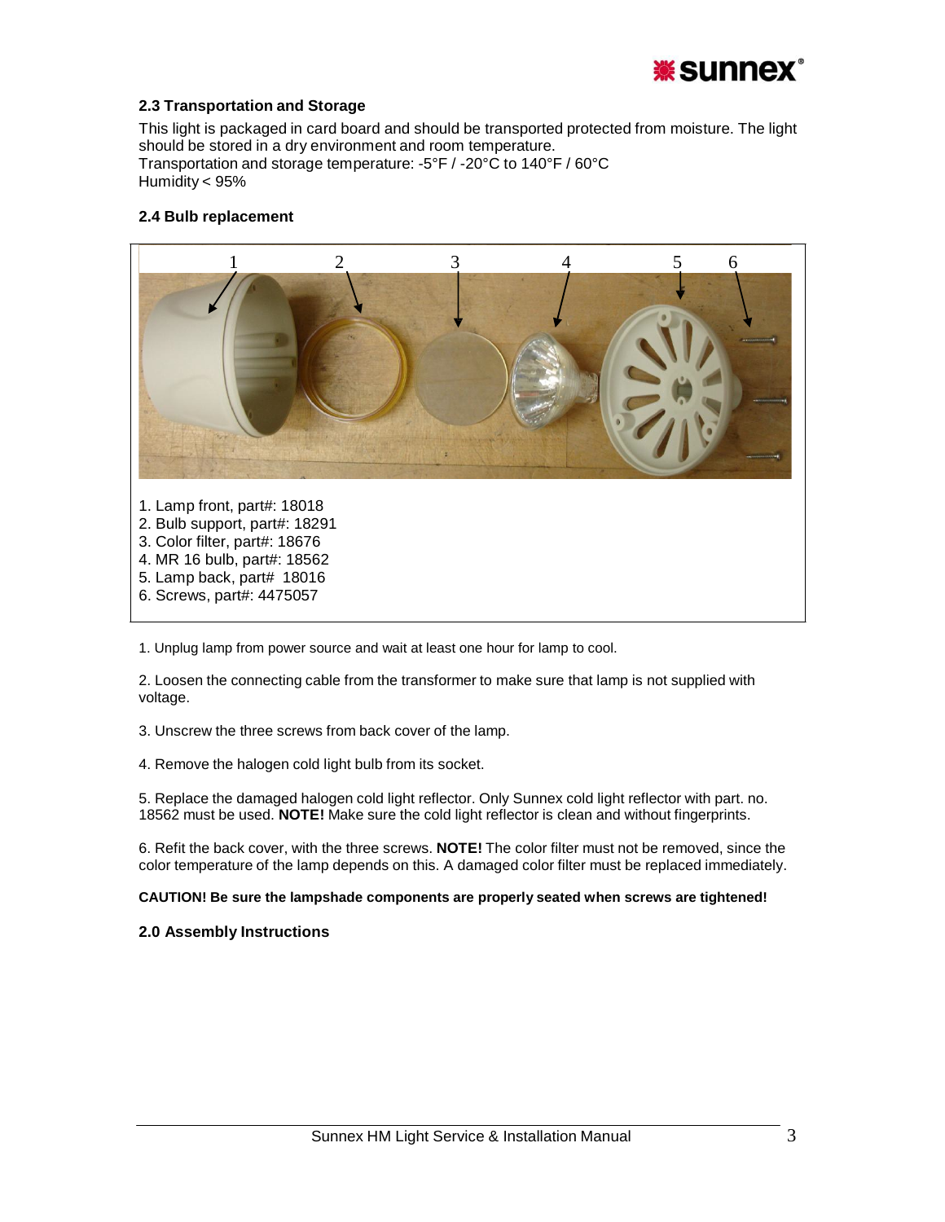### 2.3 Transportation and Storage

This light is packaged in card board and should be transported protected from moisture. The light should be stored in a dry environment and room temperature.
Transportation and storage temperature: -5°F / -20°C to 140°F / 60°C
Humidity < 95%

### 2.4 Bulb replacement

1. Lamp front, part#: 18018
2. Bulb support, part#: 18291
3. Color filter, part#: 18676
4. MR 16 bulb, part#: 18562
5. Lamp back, part# 18016
6. Screws, part#: 4475057

1. Unplug lamp from power source and wait at least one hour for lamp to cool.

2. Loosen the connecting cable from the transformer to make sure that lamp is not supplied with voltage.

3. Unscrew the three screws from back cover of the lamp.

4. Remove the halogen cold light bulb from its socket.

5. Replace the damaged halogen cold light reflector. Only Sunnex cold light reflector with part. no. 18562 must be used. **NOTE!** Make sure the cold light reflector is clean and without fingerprints.

6. Refit the back cover, with the three screws. **NOTE!** The color filter must not be removed, since the color temperature of the lamp depends on this. A damaged color filter must be replaced immediately.

**CAUTION! Be sure the lampshade components are properly seated when screws are tightened!**

### 2.0 Assembly Instructions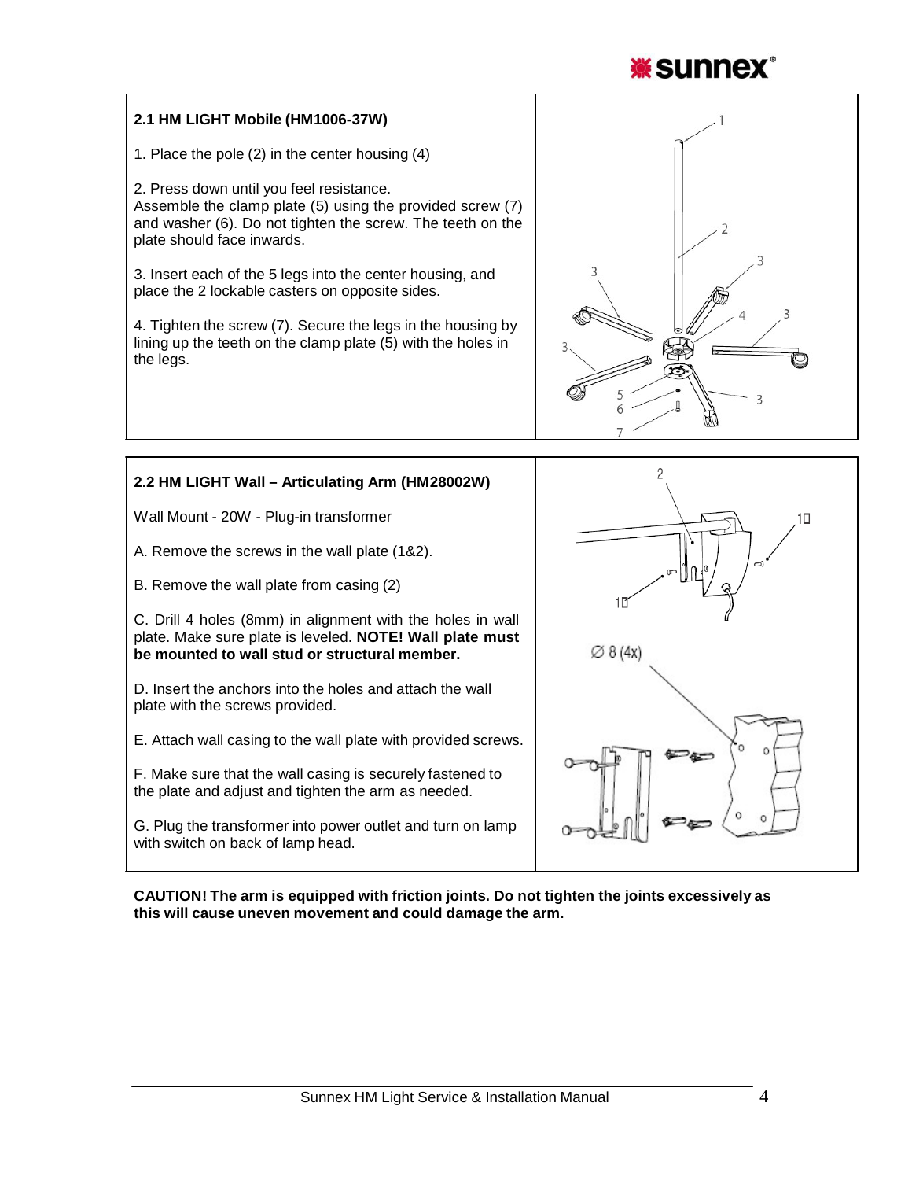## 2.1 HM LIGHT Mobile (HM1006-37W)

1. Place the pole (2) in the center housing (4)

2. Press down until you feel resistance.
Assemble the clamp plate (5) using the provided screw (7) and washer (6). Do not tighten the screw. The teeth on the plate should face inwards.

3. Insert each of the 5 legs into the center housing, and place the 2 lockable casters on opposite sides.

4. Tighten the screw (7). Secure the legs in the housing by lining up the teeth on the clamp plate (5) with the holes in the legs.

## 2.2 HM LIGHT Wall – Articulating Arm (HM28002W)

Wall Mount - 20W - Plug-in transformer

A. Remove the screws in the wall plate (1&2).

B. Remove the wall plate from casing (2)

C. Drill 4 holes (8mm) in alignment with the holes in wall plate. Make sure plate is leveled. **NOTE! Wall plate must be mounted to wall stud or structural member.**

D. Insert the anchors into the holes and attach the wall plate with the screws provided.

E. Attach wall casing to the wall plate with provided screws.

F. Make sure that the wall casing is securely fastened to the plate and adjust and tighten the arm as needed.

G. Plug the transformer into power outlet and turn on lamp with switch on back of lamp head.

**CAUTION! The arm is equipped with friction joints. Do not tighten the joints excessively as this will cause uneven movement and could damage the arm.**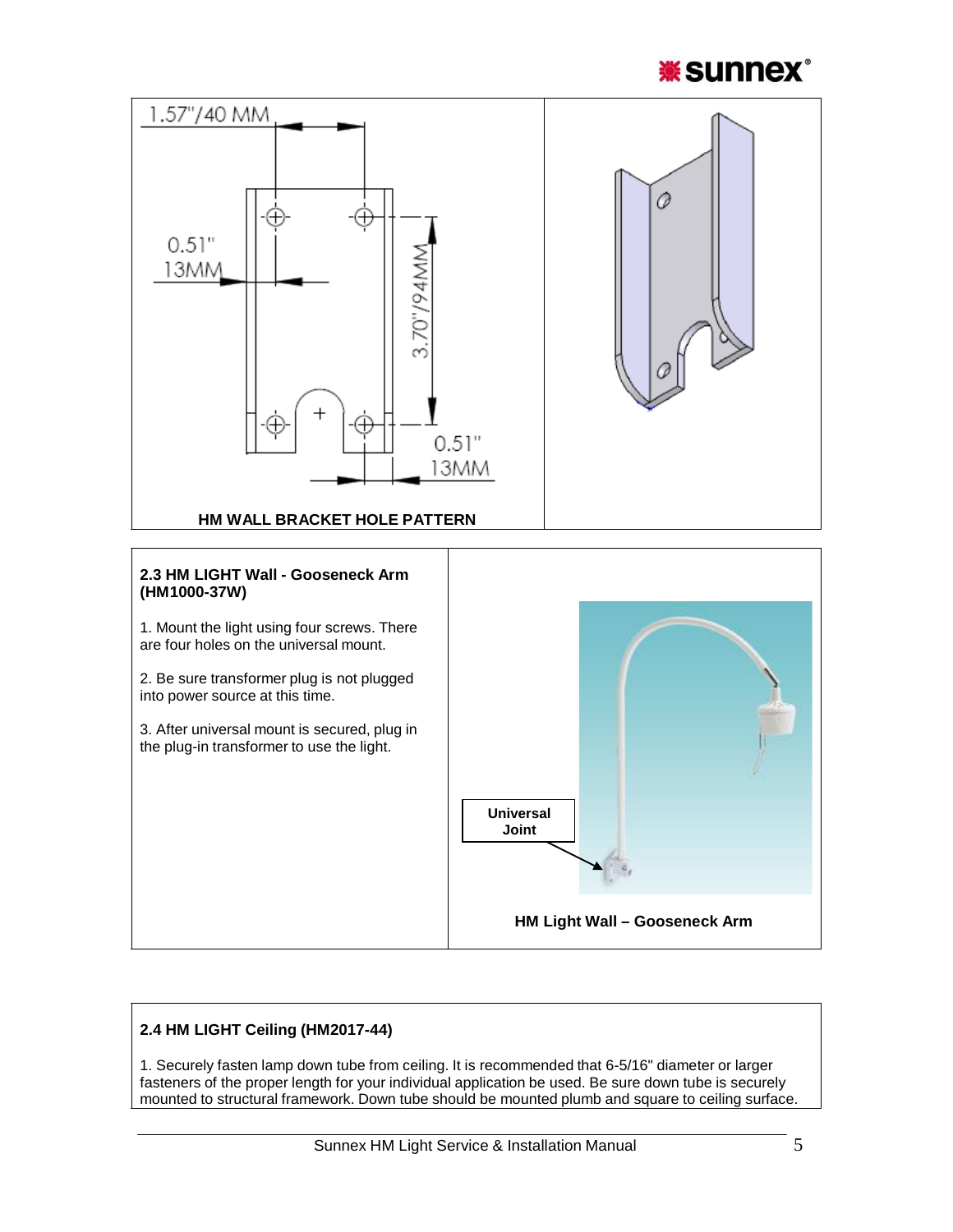1.57"/40 MM

0.51"
13MM

3.70"/94MM

0.51"
13MM

**HM WALL BRACKET HOLE PATTERN**

**2.3 HM LIGHT Wall - Gooseneck Arm (HM1000-37W)**

1. Mount the light using four screws. There are four holes on the universal mount.

2. Be sure transformer plug is not plugged into power source at this time.

3. After universal mount is secured, plug in the plug-in transformer to use the light.

Universal Joint

**HM Light Wall – Gooseneck Arm**

**2.4 HM LIGHT Ceiling (HM2017-44)**

1. Securely fasten lamp down tube from ceiling. It is recommended that 6-5/16" diameter or larger fasteners of the proper length for your individual application be used. Be sure down tube is securely mounted to structural framework. Down tube should be mounted plumb and square to ceiling surface.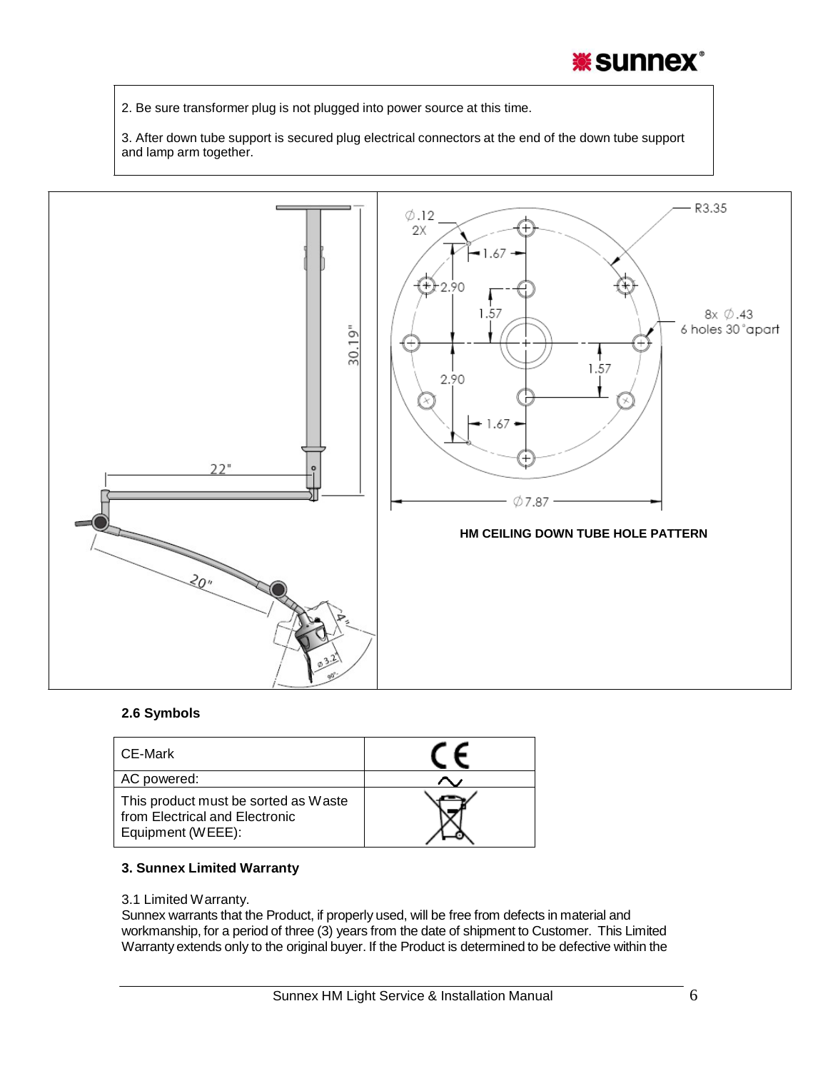2. Be sure transformer plug is not plugged into power source at this time.

3. After down tube support is secured plug electrical connectors at the end of the down tube support and lamp arm together.

HM CEILING DOWN TUBE HOLE PATTERN

**2.6 Symbols**

| CE-Mark | CE |
|---|---|
| AC powered: | ∼ |
| This product must be sorted as Waste from Electrical and Electronic Equipment (WEEE): | |

**3. Sunnex Limited Warranty**

3.1 Limited Warranty.
Sunnex warrants that the Product, if properly used, will be free from defects in material and workmanship, for a period of three (3) years from the date of shipment to Customer. This Limited Warranty extends only to the original buyer. If the Product is determined to be defective within the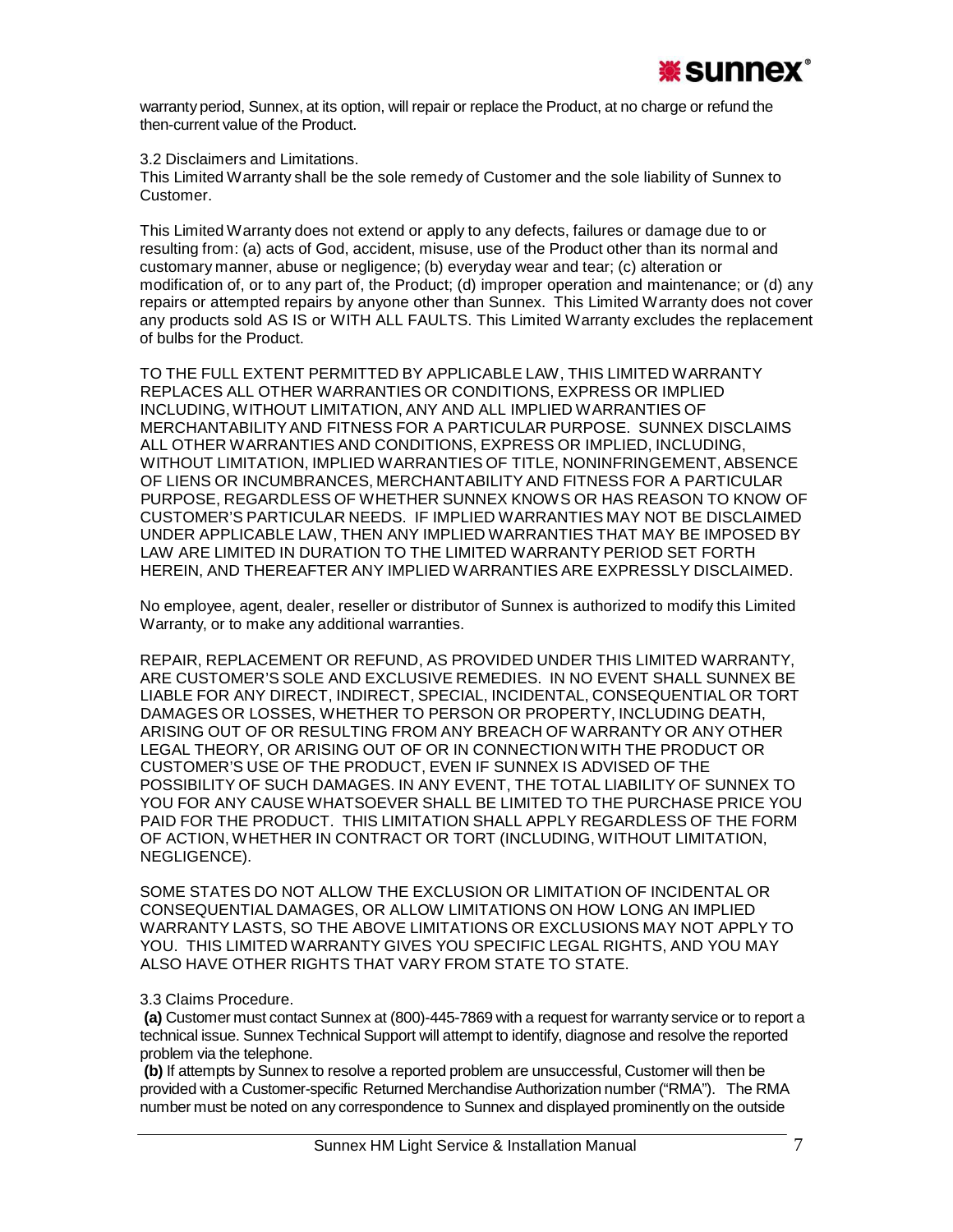warranty period, Sunnex, at its option, will repair or replace the Product, at no charge or refund the then-current value of the Product.

3.2 Disclaimers and Limitations.

This Limited Warranty shall be the sole remedy of Customer and the sole liability of Sunnex to Customer.

This Limited Warranty does not extend or apply to any defects, failures or damage due to or resulting from: (a) acts of God, accident, misuse, use of the Product other than its normal and customary manner, abuse or negligence; (b) everyday wear and tear; (c) alteration or modification of, or to any part of, the Product; (d) improper operation and maintenance; or (d) any repairs or attempted repairs by anyone other than Sunnex. This Limited Warranty does not cover any products sold AS IS or WITH ALL FAULTS. This Limited Warranty excludes the replacement of bulbs for the Product.

TO THE FULL EXTENT PERMITTED BY APPLICABLE LAW, THIS LIMITED WARRANTY REPLACES ALL OTHER WARRANTIES OR CONDITIONS, EXPRESS OR IMPLIED INCLUDING, WITHOUT LIMITATION, ANY AND ALL IMPLIED WARRANTIES OF MERCHANTABILITY AND FITNESS FOR A PARTICULAR PURPOSE. SUNNEX DISCLAIMS ALL OTHER WARRANTIES AND CONDITIONS, EXPRESS OR IMPLIED, INCLUDING, WITHOUT LIMITATION, IMPLIED WARRANTIES OF TITLE, NONINFRINGEMENT, ABSENCE OF LIENS OR INCUMBRANCES, MERCHANTABILITY AND FITNESS FOR A PARTICULAR PURPOSE, REGARDLESS OF WHETHER SUNNEX KNOWS OR HAS REASON TO KNOW OF CUSTOMER'S PARTICULAR NEEDS. IF IMPLIED WARRANTIES MAY NOT BE DISCLAIMED UNDER APPLICABLE LAW, THEN ANY IMPLIED WARRANTIES THAT MAY BE IMPOSED BY LAW ARE LIMITED IN DURATION TO THE LIMITED WARRANTY PERIOD SET FORTH HEREIN, AND THEREAFTER ANY IMPLIED WARRANTIES ARE EXPRESSLY DISCLAIMED.

No employee, agent, dealer, reseller or distributor of Sunnex is authorized to modify this Limited Warranty, or to make any additional warranties.

REPAIR, REPLACEMENT OR REFUND, AS PROVIDED UNDER THIS LIMITED WARRANTY, ARE CUSTOMER'S SOLE AND EXCLUSIVE REMEDIES. IN NO EVENT SHALL SUNNEX BE LIABLE FOR ANY DIRECT, INDIRECT, SPECIAL, INCIDENTAL, CONSEQUENTIAL OR TORT DAMAGES OR LOSSES, WHETHER TO PERSON OR PROPERTY, INCLUDING DEATH, ARISING OUT OF OR RESULTING FROM ANY BREACH OF WARRANTY OR ANY OTHER LEGAL THEORY, OR ARISING OUT OF OR IN CONNECTION WITH THE PRODUCT OR CUSTOMER'S USE OF THE PRODUCT, EVEN IF SUNNEX IS ADVISED OF THE POSSIBILITY OF SUCH DAMAGES. IN ANY EVENT, THE TOTAL LIABILITY OF SUNNEX TO YOU FOR ANY CAUSE WHATSOEVER SHALL BE LIMITED TO THE PURCHASE PRICE YOU PAID FOR THE PRODUCT. THIS LIMITATION SHALL APPLY REGARDLESS OF THE FORM OF ACTION, WHETHER IN CONTRACT OR TORT (INCLUDING, WITHOUT LIMITATION, NEGLIGENCE).

SOME STATES DO NOT ALLOW THE EXCLUSION OR LIMITATION OF INCIDENTAL OR CONSEQUENTIAL DAMAGES, OR ALLOW LIMITATIONS ON HOW LONG AN IMPLIED WARRANTY LASTS, SO THE ABOVE LIMITATIONS OR EXCLUSIONS MAY NOT APPLY TO YOU. THIS LIMITED WARRANTY GIVES YOU SPECIFIC LEGAL RIGHTS, AND YOU MAY ALSO HAVE OTHER RIGHTS THAT VARY FROM STATE TO STATE.

3.3 Claims Procedure.

**(a)** Customer must contact Sunnex at (800)-445-7869 with a request for warranty service or to report a technical issue. Sunnex Technical Support will attempt to identify, diagnose and resolve the reported problem via the telephone.

**(b)** If attempts by Sunnex to resolve a reported problem are unsuccessful, Customer will then be provided with a Customer-specific Returned Merchandise Authorization number ("RMA"). The RMA number must be noted on any correspondence to Sunnex and displayed prominently on the outside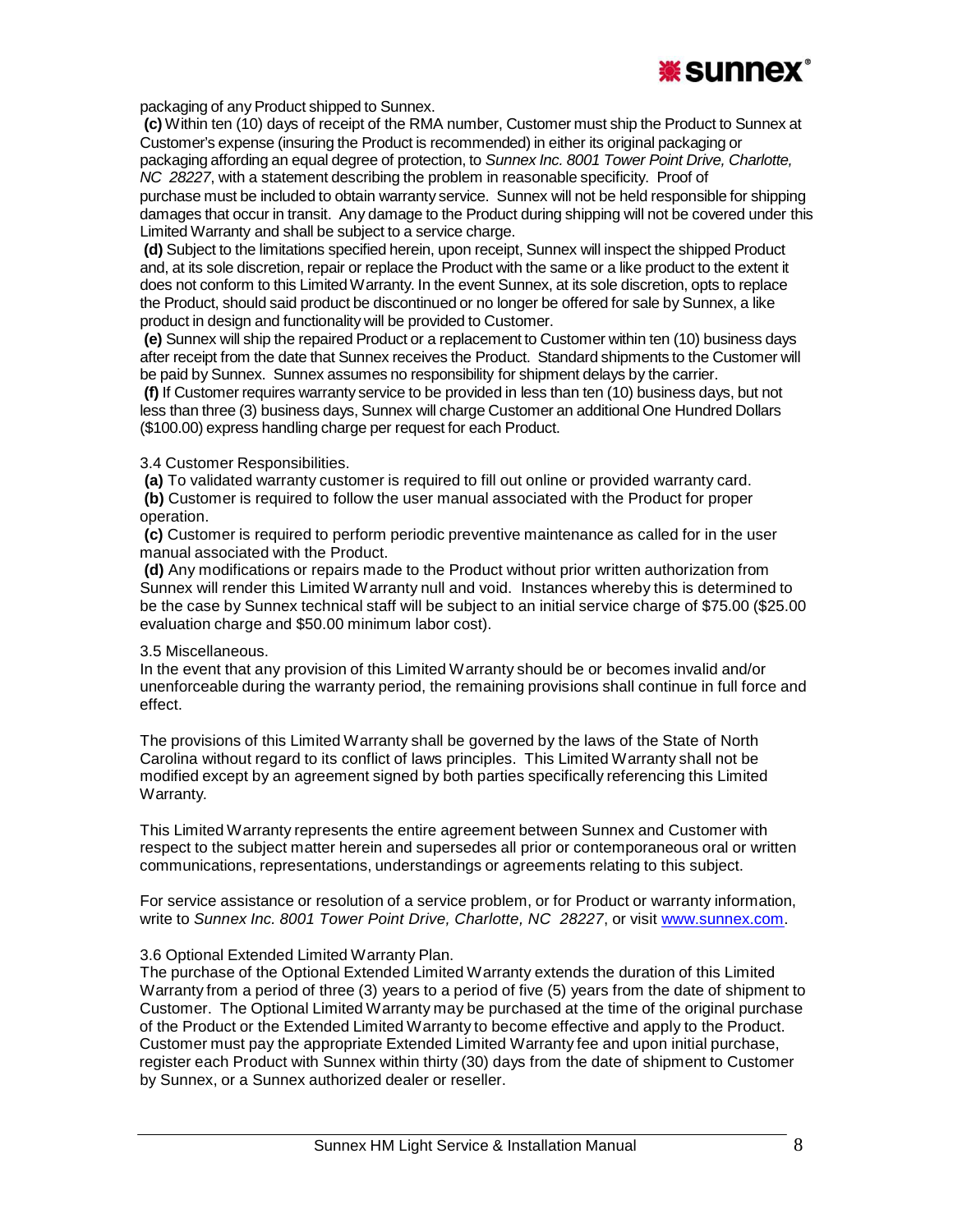packaging of any Product shipped to Sunnex.

**(c)** Within ten (10) days of receipt of the RMA number, Customer must ship the Product to Sunnex at Customer's expense (insuring the Product is recommended) in either its original packaging or packaging affording an equal degree of protection, to *Sunnex Inc. 8001 Tower Point Drive, Charlotte, NC 28227*, with a statement describing the problem in reasonable specificity. Proof of purchase must be included to obtain warranty service. Sunnex will not be held responsible for shipping damages that occur in transit. Any damage to the Product during shipping will not be covered under this Limited Warranty and shall be subject to a service charge.

**(d)** Subject to the limitations specified herein, upon receipt, Sunnex will inspect the shipped Product and, at its sole discretion, repair or replace the Product with the same or a like product to the extent it does not conform to this Limited Warranty. In the event Sunnex, at its sole discretion, opts to replace the Product, should said product be discontinued or no longer be offered for sale by Sunnex, a like product in design and functionality will be provided to Customer.

**(e)** Sunnex will ship the repaired Product or a replacement to Customer within ten (10) business days after receipt from the date that Sunnex receives the Product. Standard shipments to the Customer will be paid by Sunnex. Sunnex assumes no responsibility for shipment delays by the carrier.

**(f)** If Customer requires warranty service to be provided in less than ten (10) business days, but not less than three (3) business days, Sunnex will charge Customer an additional One Hundred Dollars ($100.00) express handling charge per request for each Product.

3.4 Customer Responsibilities.

**(a)** To validated warranty customer is required to fill out online or provided warranty card.

**(b)** Customer is required to follow the user manual associated with the Product for proper operation.

**(c)** Customer is required to perform periodic preventive maintenance as called for in the user manual associated with the Product.

**(d)** Any modifications or repairs made to the Product without prior written authorization from Sunnex will render this Limited Warranty null and void. Instances whereby this is determined to be the case by Sunnex technical staff will be subject to an initial service charge of $75.00 ($25.00 evaluation charge and $50.00 minimum labor cost).

3.5 Miscellaneous.

In the event that any provision of this Limited Warranty should be or becomes invalid and/or unenforceable during the warranty period, the remaining provisions shall continue in full force and effect.

The provisions of this Limited Warranty shall be governed by the laws of the State of North Carolina without regard to its conflict of laws principles. This Limited Warranty shall not be modified except by an agreement signed by both parties specifically referencing this Limited Warranty.

This Limited Warranty represents the entire agreement between Sunnex and Customer with respect to the subject matter herein and supersedes all prior or contemporaneous oral or written communications, representations, understandings or agreements relating to this subject.

For service assistance or resolution of a service problem, or for Product or warranty information, write to *Sunnex Inc. 8001 Tower Point Drive, Charlotte, NC 28227*, or visit www.sunnex.com.

3.6 Optional Extended Limited Warranty Plan.

The purchase of the Optional Extended Limited Warranty extends the duration of this Limited Warranty from a period of three (3) years to a period of five (5) years from the date of shipment to Customer. The Optional Limited Warranty may be purchased at the time of the original purchase of the Product or the Extended Limited Warranty to become effective and apply to the Product. Customer must pay the appropriate Extended Limited Warranty fee and upon initial purchase, register each Product with Sunnex within thirty (30) days from the date of shipment to Customer by Sunnex, or a Sunnex authorized dealer or reseller.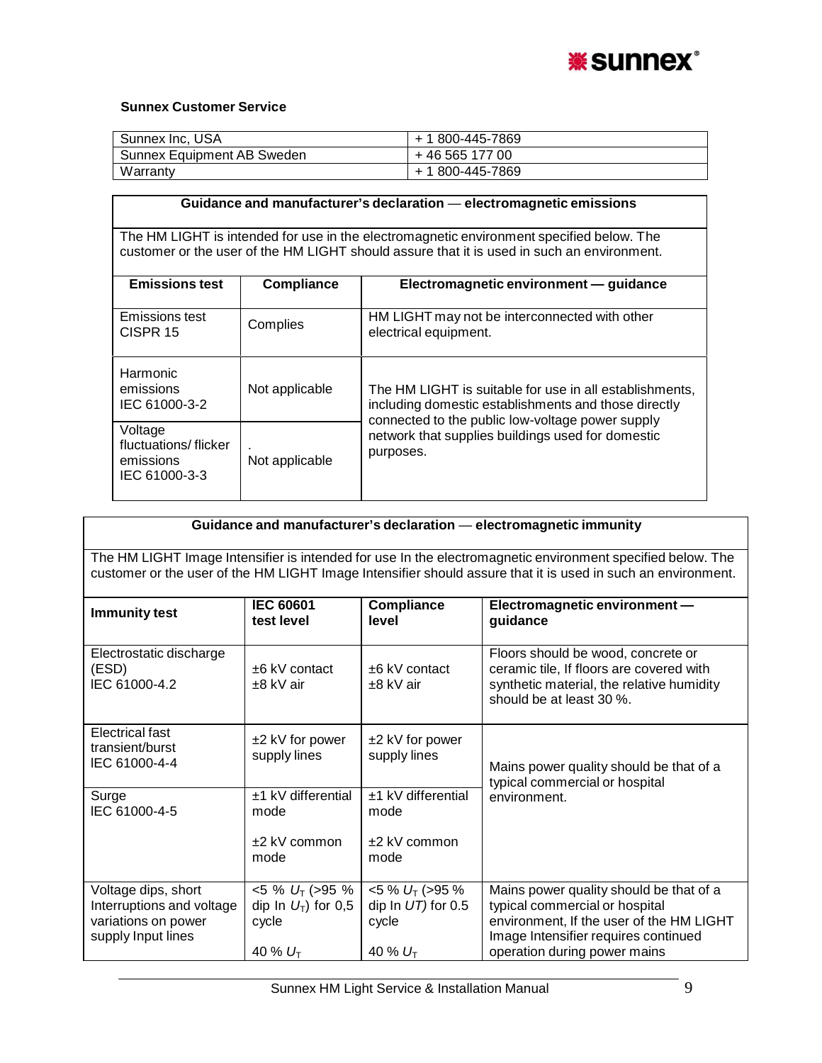**Sunnex Customer Service**

| Sunnex Inc, USA | + 1 800-445-7869 |
|---|---|
| Sunnex Equipment AB Sweden | + 46 565 177 00 |
| Warranty | + 1 800-445-7869 |

**Guidance and manufacturer's declaration — electromagnetic emissions**

The HM LIGHT is intended for use in the electromagnetic environment specified below. The customer or the user of the HM LIGHT should assure that it is used in such an environment.

| Emissions test | Compliance | Electromagnetic environment — guidance |
|---|---|---|
| Emissions test CISPR 15 | Complies | HM LIGHT may not be interconnected with other electrical equipment. |
| Harmonic emissions IEC 61000-3-2 | Not applicable | The HM LIGHT is suitable for use in all establishments, including domestic establishments and those directly connected to the public low-voltage power supply network that supplies buildings used for domestic purposes. |
| Voltage fluctuations/ flicker emissions IEC 61000-3-3 | . Not applicable | |

**Guidance and manufacturer's declaration — electromagnetic immunity**

The HM LIGHT Image Intensifier is intended for use In the electromagnetic environment specified below. The customer or the user of the HM LIGHT Image Intensifier should assure that it is used in such an environment.

| Immunity test | IEC 60601 test level | Compliance level | Electromagnetic environment — guidance |
|---|---|---|---|
| Electrostatic discharge (ESD) IEC 61000-4.2 | ±6 kV contact ±8 kV air | ±6 kV contact ±8 kV air | Floors should be wood, concrete or ceramic tile, If floors are covered with synthetic material, the relative humidity should be at least 30 %. |
| Electrical fast transient/burst IEC 61000-4-4 | ±2 kV for power supply lines | ±2 kV for power supply lines | Mains power quality should be that of a typical commercial or hospital environment. |
| Surge IEC 61000-4-5 | ±1 kV differential mode ±2 kV common mode | ±1 kV differential mode ±2 kV common mode | |
| Voltage dips, short Interruptions and voltage variations on power supply Input lines | <5 % $U_T$ (>95 % dip In $U_T$) for 0,5 cycle 40 % $U_T$ | <5 % $U_T$ (>95 % dip In $UT$) for 0.5 cycle 40 % $U_T$ | Mains power quality should be that of a typical commercial or hospital environment, If the user of the HM LIGHT Image Intensifier requires continued operation during power mains |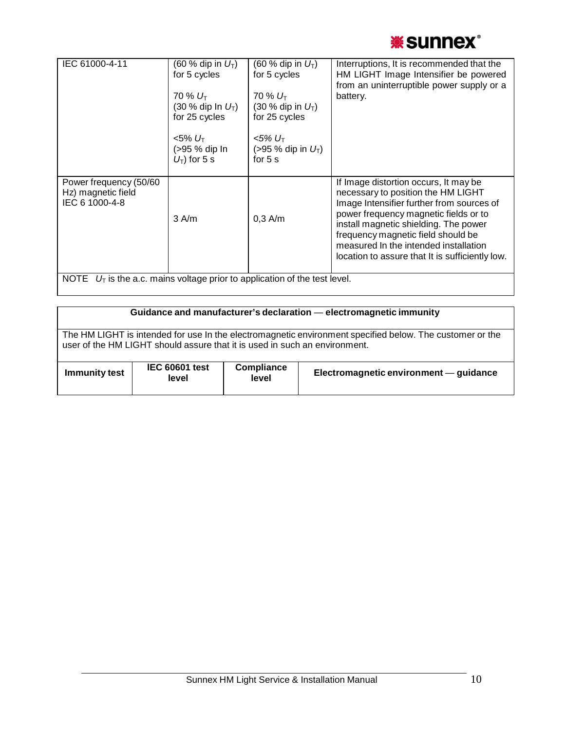| | | | |
|---|---|---|---|
| IEC 61000-4-11 | (60 % dip in $U_T$) for 5 cycles<br><br>70 % $U_T$<br>(30 % dip In $U_T$) for 25 cycles<br><br><5% $U_T$<br>(>95 % dip In $U_T$) for 5 s | (60 % dip in $U_T$) for 5 cycles<br><br>70 % $U_T$<br>(30 % dip in $U_T$) for 25 cycles<br><br><5% $U_T$<br>(>95 % dip in $U_T$) for 5 s | Interruptions, It is recommended that the HM LIGHT Image Intensifier be powered from an uninterruptible power supply or a battery. |
| Power frequency (50/60 Hz) magnetic field IEC 6 1000-4-8 | 3 A/m | 0,3 A/m | If Image distortion occurs, It may be necessary to position the HM LIGHT Image Intensifier further from sources of power frequency magnetic fields or to install magnetic shielding. The power frequency magnetic field should be measured In the intended installation location to assure that It is sufficiently low. |
| NOTE $U_T$ is the a.c. mains voltage prior to application of the test level. | | | |

| Guidance and manufacturer's declaration — electromagnetic immunity | | | |
|---|---|---|---|
| The HM LIGHT is intended for use In the electromagnetic environment specified below. The customer or the user of the HM LIGHT should assure that it is used in such an environment. | | | |
| **Immunity test** | **IEC 60601 test level** | **Compliance level** | **Electromagnetic environment — guidance** |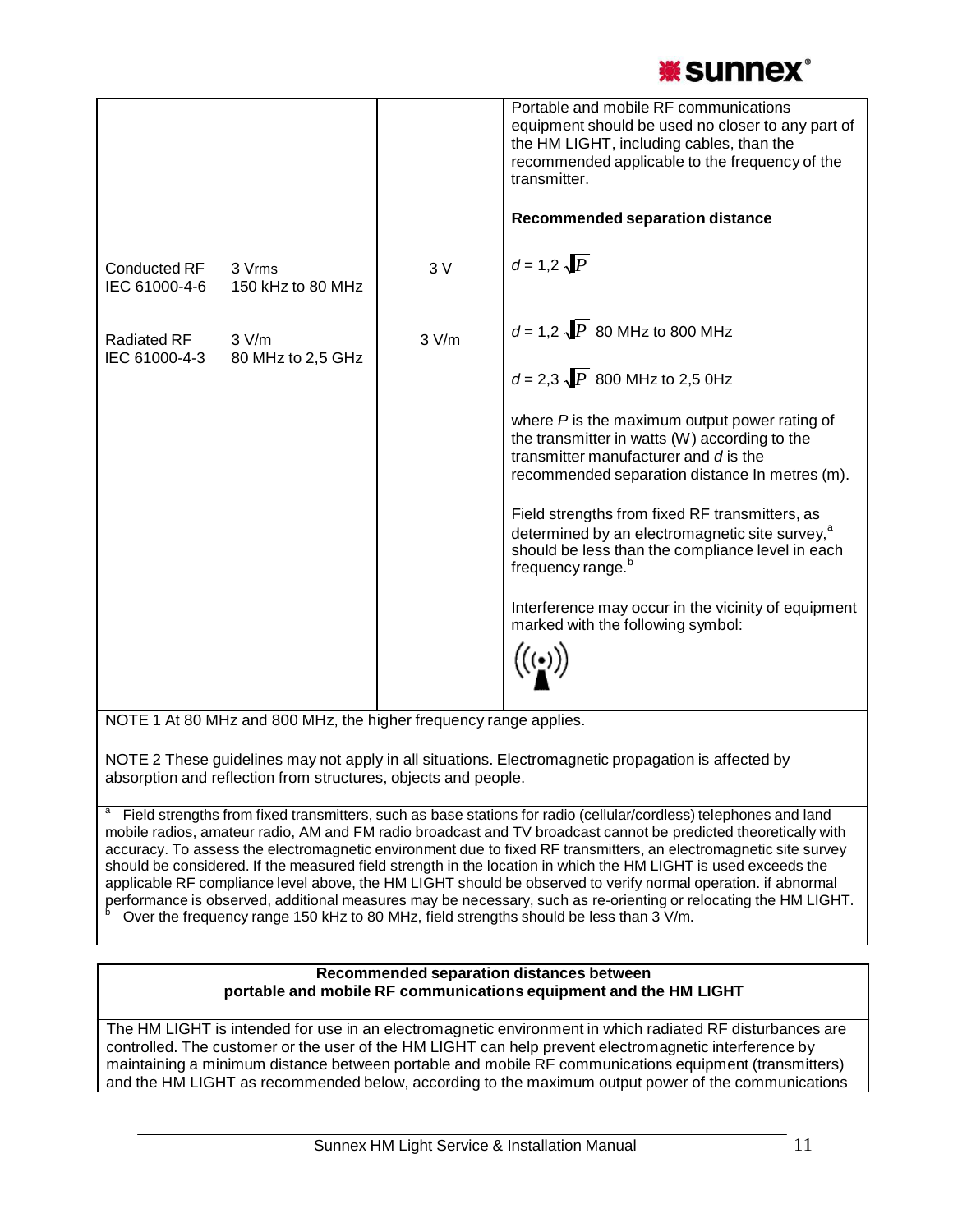| | | | Portable and mobile RF communications equipment should be used no closer to any part of the HM LIGHT, including cables, than the recommended applicable to the frequency of the transmitter.<br><br>**Recommended separation distance** |
|---|---|---|---|
| Conducted RF IEC 61000-4-6 | 3 Vrms 150 kHz to 80 MHz | 3 V | $d = 1{,}2\sqrt{P}$ |
| Radiated RF IEC 61000-4-3 | 3 V/m 80 MHz to 2,5 GHz | 3 V/m | $d = 1{,}2\sqrt{P}$ 80 MHz to 800 MHz<br><br>$d = 2{,}3\sqrt{P}$ 800 MHz to 2,5 0Hz<br><br>where $P$ is the maximum output power rating of the transmitter in watts (W) according to the transmitter manufacturer and $d$ is the recommended separation distance In metres (m).<br><br>Field strengths from fixed RF transmitters, as determined by an electromagnetic site survey,[a] should be less than the compliance level in each frequency range.[b]<br><br>Interference may occur in the vicinity of equipment marked with the following symbol: |

NOTE 1 At 80 MHz and 800 MHz, the higher frequency range applies.

NOTE 2 These guidelines may not apply in all situations. Electromagnetic propagation is affected by absorption and reflection from structures, objects and people.

[a] Field strengths from fixed transmitters, such as base stations for radio (cellular/cordless) telephones and land mobile radios, amateur radio, AM and FM radio broadcast and TV broadcast cannot be predicted theoretically with accuracy. To assess the electromagnetic environment due to fixed RF transmitters, an electromagnetic site survey should be considered. If the measured field strength in the location in which the HM LIGHT is used exceeds the applicable RF compliance level above, the HM LIGHT should be observed to verify normal operation. if abnormal performance is observed, additional measures may be necessary, such as re-orienting or relocating the HM LIGHT.
[b] Over the frequency range 150 kHz to 80 MHz, field strengths should be less than 3 V/m.

**Recommended separation distances between portable and mobile RF communications equipment and the HM LIGHT**

The HM LIGHT is intended for use in an electromagnetic environment in which radiated RF disturbances are controlled. The customer or the user of the HM LIGHT can help prevent electromagnetic interference by maintaining a minimum distance between portable and mobile RF communications equipment (transmitters) and the HM LIGHT as recommended below, according to the maximum output power of the communications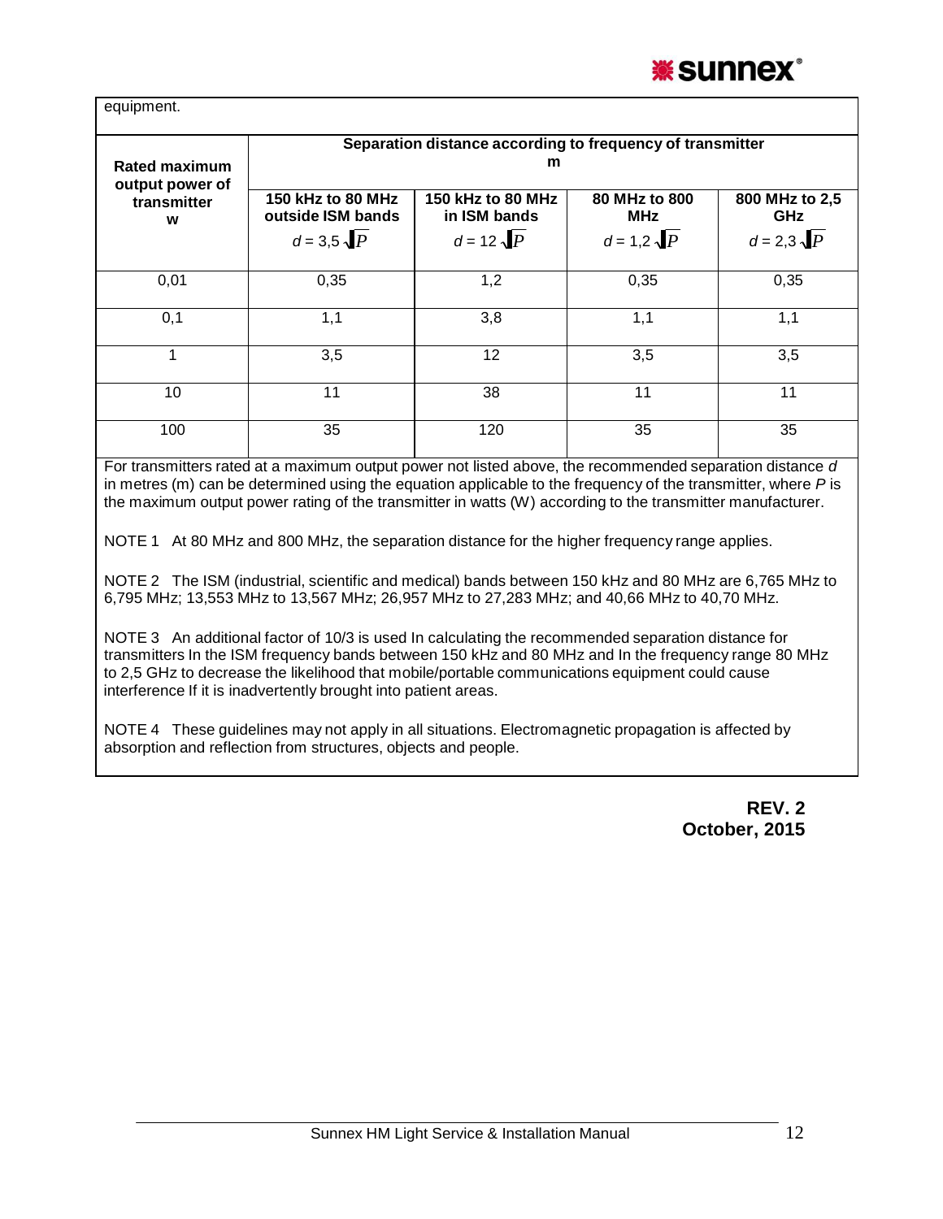equipment.

| Rated maximum output power of transmitter W | Separation distance according to frequency of transmitter m | | | |
|---|---|---|---|---|
| | 150 kHz to 80 MHz outside ISM bands $d = 3{,}5\sqrt{P}$ | 150 kHz to 80 MHz in ISM bands $d = 12\sqrt{P}$ | 80 MHz to 800 MHz $d = 1{,}2\sqrt{P}$ | 800 MHz to 2,5 GHz $d = 2{,}3\sqrt{P}$ |
| 0,01 | 0,35 | 1,2 | 0,35 | 0,35 |
| 0,1 | 1,1 | 3,8 | 1,1 | 1,1 |
| 1 | 3,5 | 12 | 3,5 | 3,5 |
| 10 | 11 | 38 | 11 | 11 |
| 100 | 35 | 120 | 35 | 35 |

For transmitters rated at a maximum output power not listed above, the recommended separation distance $d$ in metres (m) can be determined using the equation applicable to the frequency of the transmitter, where $P$ is the maximum output power rating of the transmitter in watts (W) according to the transmitter manufacturer.

NOTE 1 At 80 MHz and 800 MHz, the separation distance for the higher frequency range applies.

NOTE 2 The ISM (industrial, scientific and medical) bands between 150 kHz and 80 MHz are 6,765 MHz to 6,795 MHz; 13,553 MHz to 13,567 MHz; 26,957 MHz to 27,283 MHz; and 40,66 MHz to 40,70 MHz.

NOTE 3 An additional factor of 10/3 is used In calculating the recommended separation distance for transmitters In the ISM frequency bands between 150 kHz and 80 MHz and In the frequency range 80 MHz to 2,5 GHz to decrease the likelihood that mobile/portable communications equipment could cause interference If it is inadvertently brought into patient areas.

NOTE 4 These guidelines may not apply in all situations. Electromagnetic propagation is affected by absorption and reflection from structures, objects and people.

**REV. 2**
**October, 2015**